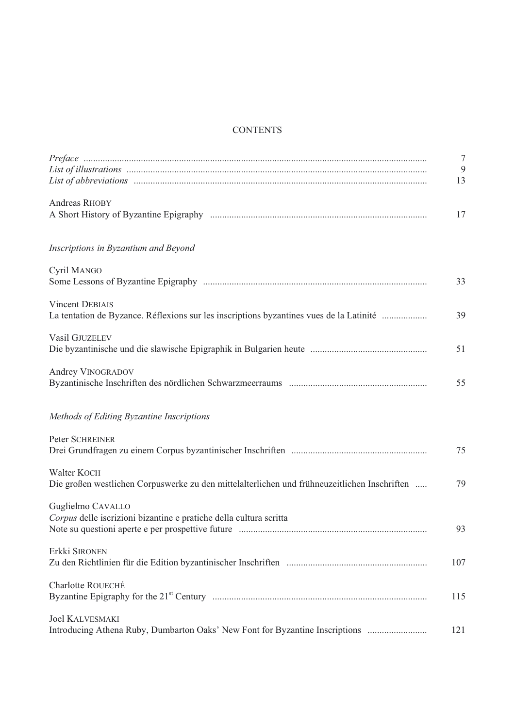# CONTENTS

*Preface* ........................................................................ 7
*List of illustrations* ........................................................................ 9
*List of abbreviations* ........................................................................ 13

Andreas RHOBY
A Short History of Byzantine Epigraphy ........................................................................ 17

## *Inscriptions in Byzantium and Beyond*

Cyril MANGO
Some Lessons of Byzantine Epigraphy ........................................................................ 33

Vincent DEBIAIS
La tentation de Byzance. Réflexions sur les inscriptions byzantines vues de la Latinité .................. 39

Vasil GJUZELEV
Die byzantinische und die slawische Epigraphik in Bulgarien heute ........................................................................ 51

Andrey VINOGRADOV
Byzantinische Inschriften des nördlichen Schwarzmeerraums ........................................................................ 55

## *Methods of Editing Byzantine Inscriptions*

Peter SCHREINER
Drei Grundfragen zu einem Corpus byzantinischer Inschriften ........................................................................ 75

Walter KOCH
Die großen westlichen Corpuswerke zu den mittelalterlichen und frühneuzeitlichen Inschriften ..... 79

Guglielmo CAVALLO
*Corpus* delle iscrizioni bizantine e pratiche della cultura scritta
Note su questioni aperte e per prospettive future ........................................................................ 93

Erkki SIRONEN
Zu den Richtlinien für die Edition byzantinischer Inschriften ........................................................................ 107

Charlotte ROUECHÉ
Byzantine Epigraphy for the 21st Century ........................................................................ 115

Joel KALVESMAKI
Introducing Athena Ruby, Dumbarton Oaks' New Font for Byzantine Inscriptions ......................... 121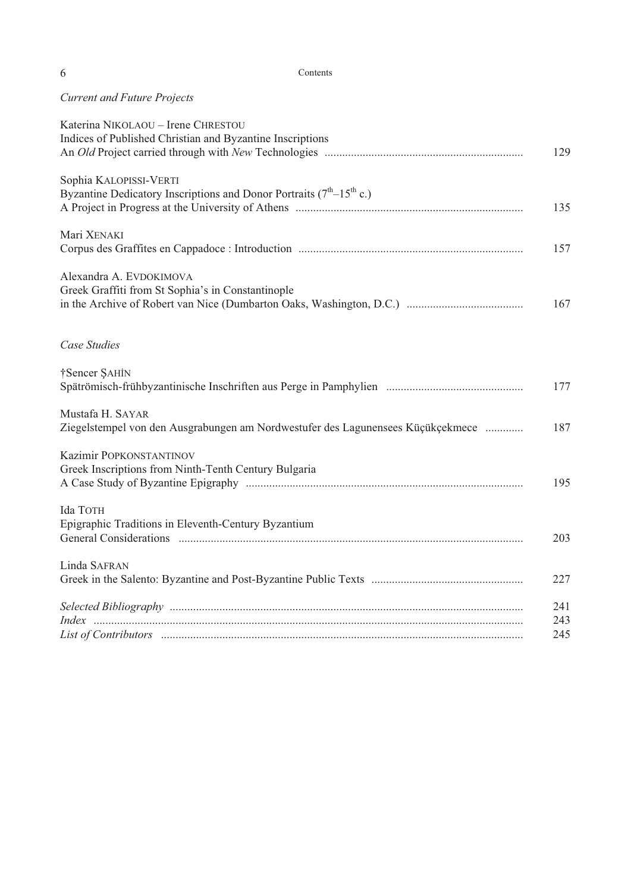*Current and Future Projects*

Katerina NIKOLAOU – Irene CHRESTOU
Indices of Published Christian and Byzantine Inscriptions
An *Old* Project carried through with *New* Technologies ........ 129

Sophia KALOPISSI-VERTI
Byzantine Dedicatory Inscriptions and Donor Portraits ($7^{th}$–$15^{th}$ c.)
A Project in Progress at the University of Athens ........ 135

Mari XENAKI
Corpus des Graffites en Cappadoce : Introduction ........ 157

Alexandra A. EVDOKIMOVA
Greek Graffiti from St Sophia's in Constantinople
in the Archive of Robert van Nice (Dumbarton Oaks, Washington, D.C.) ........ 167

*Case Studies*

†Sencer ŞAHİN
Spätrömisch-frühbyzantinische Inschriften aus Perge in Pamphylien ........ 177

Mustafa H. SAYAR
Ziegelstempel von den Ausgrabungen am Nordwestufer des Lagunensees Küçükçekmece ........ 187

Kazimir POPKONSTANTINOV
Greek Inscriptions from Ninth-Tenth Century Bulgaria
A Case Study of Byzantine Epigraphy ........ 195

Ida TOTH
Epigraphic Traditions in Eleventh-Century Byzantium
General Considerations ........ 203

Linda SAFRAN
Greek in the Salento: Byzantine and Post-Byzantine Public Texts ........ 227

*Selected Bibliography* ........ 241
*Index* ........ 243
*List of Contributors* ........ 245